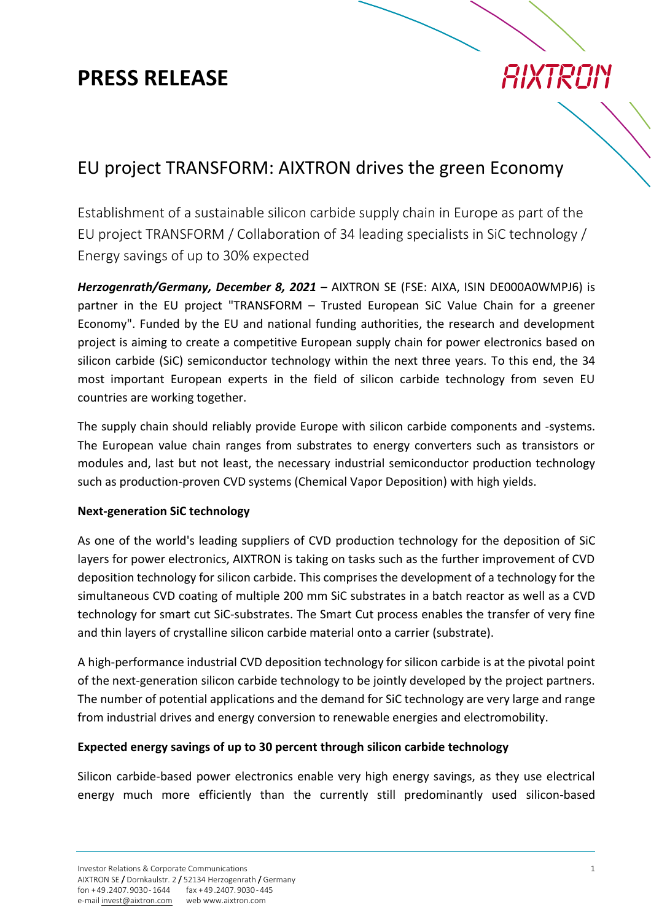# PRESS RELEASE

## EU project TRANSFORM: AIXTRON drives the green Economy

Establishment of a sustainable silicon carbide supply chain in Europe as part of the EU project TRANSFORM / Collaboration of 34 leading specialists in SiC technology / Energy savings of up to 30% expected

***Herzogenrath/Germany, December 8, 2021* –** AIXTRON SE (FSE: AIXA, ISIN DE000A0WMPJ6) is partner in the EU project "TRANSFORM – Trusted European SiC Value Chain for a greener Economy". Funded by the EU and national funding authorities, the research and development project is aiming to create a competitive European supply chain for power electronics based on silicon carbide (SiC) semiconductor technology within the next three years. To this end, the 34 most important European experts in the field of silicon carbide technology from seven EU countries are working together.

The supply chain should reliably provide Europe with silicon carbide components and -systems. The European value chain ranges from substrates to energy converters such as transistors or modules and, last but not least, the necessary industrial semiconductor production technology such as production-proven CVD systems (Chemical Vapor Deposition) with high yields.

**Next-generation SiC technology**

As one of the world's leading suppliers of CVD production technology for the deposition of SiC layers for power electronics, AIXTRON is taking on tasks such as the further improvement of CVD deposition technology for silicon carbide. This comprises the development of a technology for the simultaneous CVD coating of multiple 200 mm SiC substrates in a batch reactor as well as a CVD technology for smart cut SiC-substrates. The Smart Cut process enables the transfer of very fine and thin layers of crystalline silicon carbide material onto a carrier (substrate).

A high-performance industrial CVD deposition technology for silicon carbide is at the pivotal point of the next-generation silicon carbide technology to be jointly developed by the project partners. The number of potential applications and the demand for SiC technology are very large and range from industrial drives and energy conversion to renewable energies and electromobility.

**Expected energy savings of up to 30 percent through silicon carbide technology**

Silicon carbide-based power electronics enable very high energy savings, as they use electrical energy much more efficiently than the currently still predominantly used silicon-based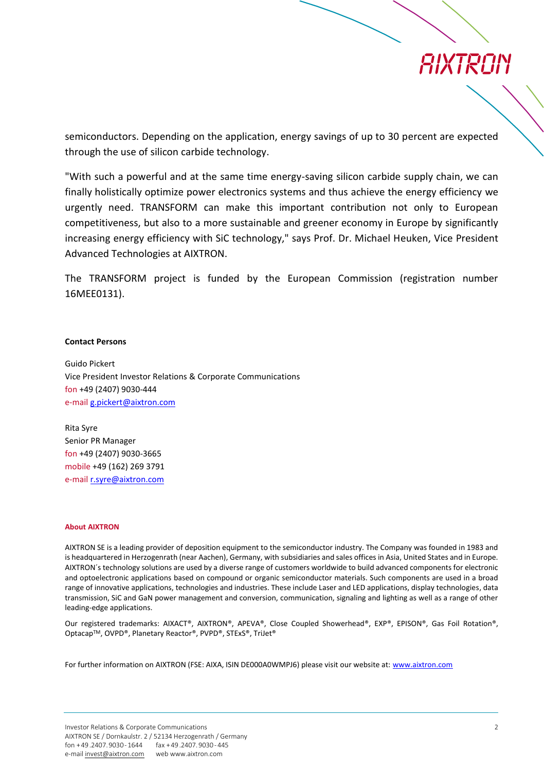semiconductors. Depending on the application, energy savings of up to 30 percent are expected through the use of silicon carbide technology.

"With such a powerful and at the same time energy-saving silicon carbide supply chain, we can finally holistically optimize power electronics systems and thus achieve the energy efficiency we urgently need. TRANSFORM can make this important contribution not only to European competitiveness, but also to a more sustainable and greener economy in Europe by significantly increasing energy efficiency with SiC technology," says Prof. Dr. Michael Heuken, Vice President Advanced Technologies at AIXTRON.

The TRANSFORM project is funded by the European Commission (registration number 16MEE0131).

**Contact Persons**

Guido Pickert
Vice President Investor Relations & Corporate Communications
fon +49 (2407) 9030-444
e-mail g.pickert@aixtron.com

Rita Syre
Senior PR Manager
fon +49 (2407) 9030-3665
mobile +49 (162) 269 3791
e-mail r.syre@aixtron.com

**About AIXTRON**

AIXTRON SE is a leading provider of deposition equipment to the semiconductor industry. The Company was founded in 1983 and is headquartered in Herzogenrath (near Aachen), Germany, with subsidiaries and sales offices in Asia, United States and in Europe. AIXTRON´s technology solutions are used by a diverse range of customers worldwide to build advanced components for electronic and optoelectronic applications based on compound or organic semiconductor materials. Such components are used in a broad range of innovative applications, technologies and industries. These include Laser and LED applications, display technologies, data transmission, SiC and GaN power management and conversion, communication, signaling and lighting as well as a range of other leading-edge applications.

Our registered trademarks: AIXACT®, AIXTRON®, APEVA®, Close Coupled Showerhead®, EXP®, EPISON®, Gas Foil Rotation®, Optacap™, OVPD®, Planetary Reactor®, PVPD®, STExS®, TriJet®

For further information on AIXTRON (FSE: AIXA, ISIN DE000A0WMPJ6) please visit our website at: www.aixtron.com

Investor Relations & Corporate Communications
AIXTRON SE / Dornkaulstr. 2 / 52134 Herzogenrath / Germany
fon +49 .2407. 9030 - 1644 fax +49 .2407. 9030 - 445
e-mail invest@aixtron.com web www.aixtron.com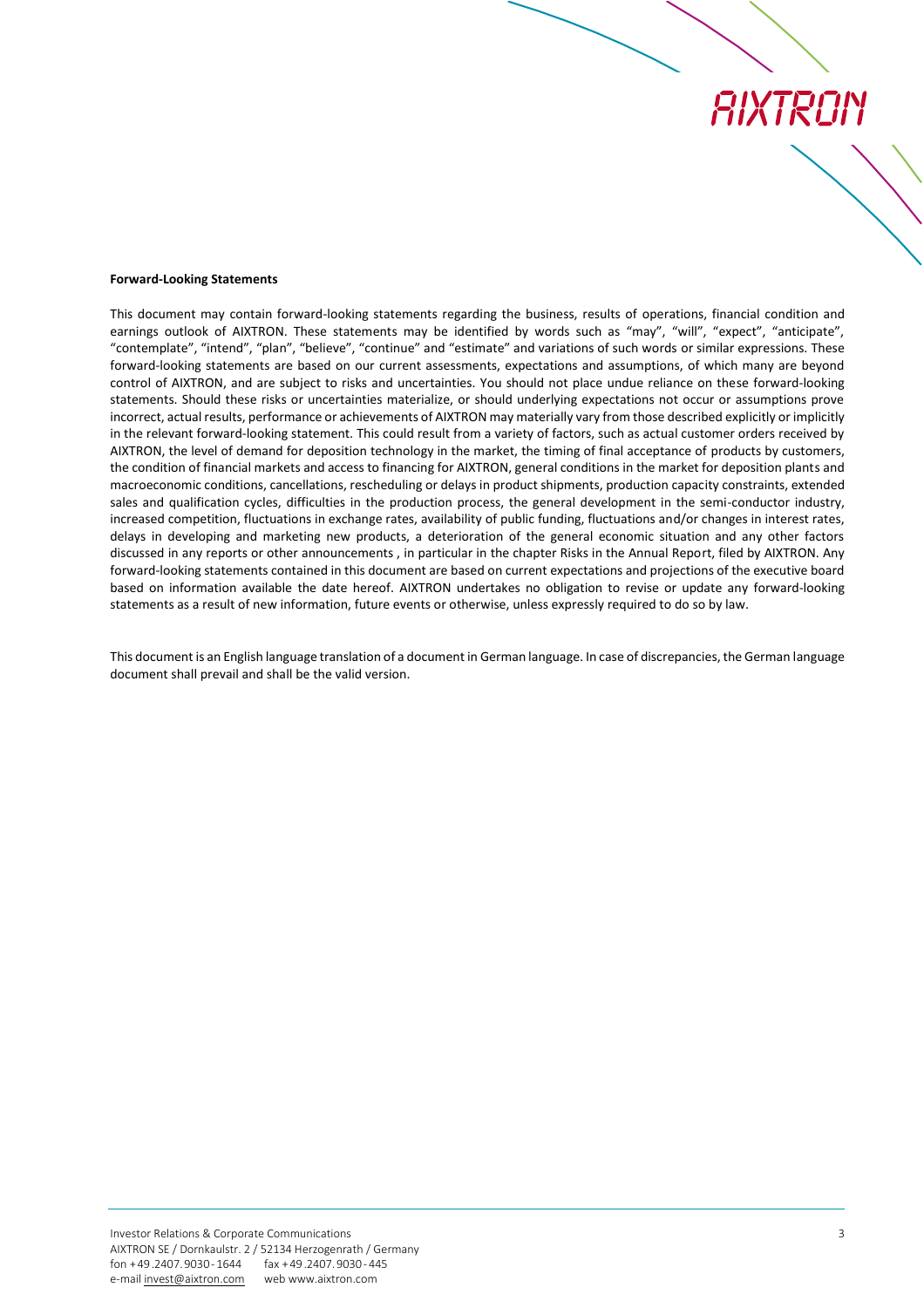**Forward-Looking Statements**

This document may contain forward-looking statements regarding the business, results of operations, financial condition and earnings outlook of AIXTRON. These statements may be identified by words such as "may", "will", "expect", "anticipate", "contemplate", "intend", "plan", "believe", "continue" and "estimate" and variations of such words or similar expressions. These forward-looking statements are based on our current assessments, expectations and assumptions, of which many are beyond control of AIXTRON, and are subject to risks and uncertainties. You should not place undue reliance on these forward-looking statements. Should these risks or uncertainties materialize, or should underlying expectations not occur or assumptions prove incorrect, actual results, performance or achievements of AIXTRON may materially vary from those described explicitly or implicitly in the relevant forward-looking statement. This could result from a variety of factors, such as actual customer orders received by AIXTRON, the level of demand for deposition technology in the market, the timing of final acceptance of products by customers, the condition of financial markets and access to financing for AIXTRON, general conditions in the market for deposition plants and macroeconomic conditions, cancellations, rescheduling or delays in product shipments, production capacity constraints, extended sales and qualification cycles, difficulties in the production process, the general development in the semi-conductor industry, increased competition, fluctuations in exchange rates, availability of public funding, fluctuations and/or changes in interest rates, delays in developing and marketing new products, a deterioration of the general economic situation and any other factors discussed in any reports or other announcements , in particular in the chapter Risks in the Annual Report, filed by AIXTRON. Any forward-looking statements contained in this document are based on current expectations and projections of the executive board based on information available the date hereof. AIXTRON undertakes no obligation to revise or update any forward-looking statements as a result of new information, future events or otherwise, unless expressly required to do so by law.

This document is an English language translation of a document in German language. In case of discrepancies, the German language document shall prevail and shall be the valid version.